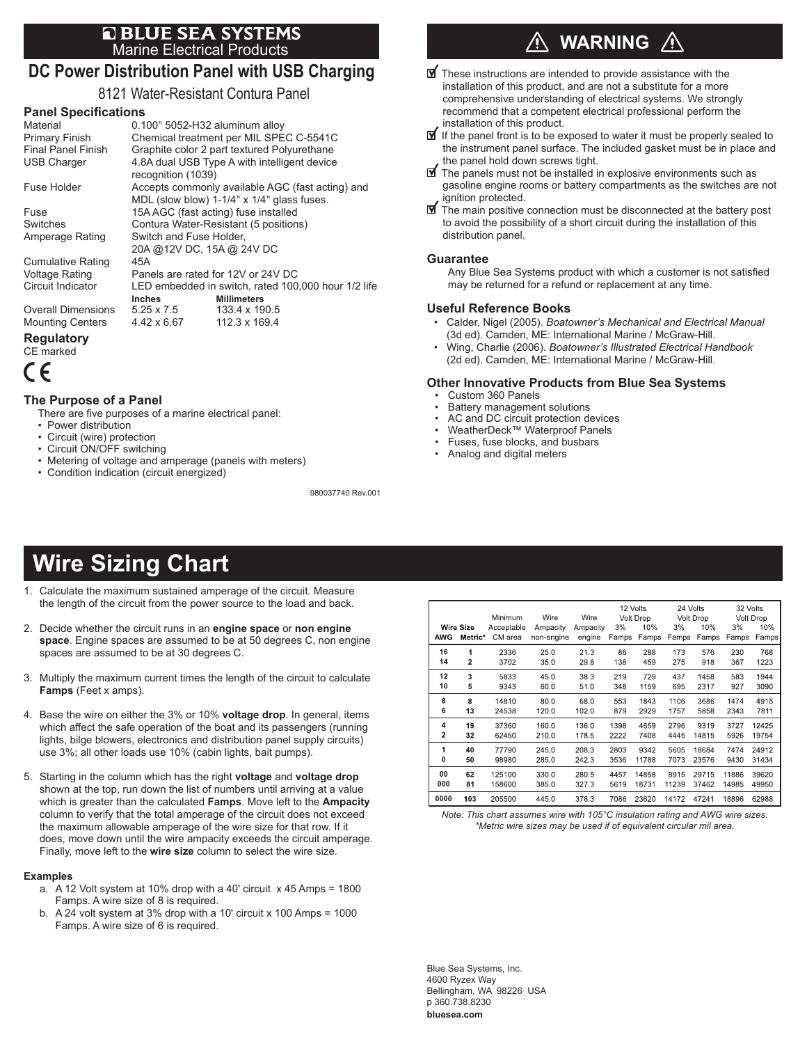# BLUE SEA SYSTEMS

Marine Electrical Products

## DC Power Distribution Panel with USB Charging

8121 Water-Resistant Contura Panel

### Panel Specifications

| | | |
|---|---|---|
| Material | 0.100" 5052-H32 aluminum alloy | |
| Primary Finish | Chemical treatment per MIL SPEC C-5541C | |
| Final Panel Finish | Graphite color 2 part textured Polyurethane | |
| USB Charger | 4.8A dual USB Type A with intelligent device recognition (1039) | |
| Fuse Holder | Accepts commonly available AGC (fast acting) and MDL (slow blow) 1-1/4" x 1/4" glass fuses. | |
| Fuse | 15A AGC (fast acting) fuse installed | |
| Switches | Contura Water-Resistant (5 positions) | |
| Amperage Rating | Switch and Fuse Holder, 20A @12V DC, 15A @ 24V DC | |
| Cumulative Rating | 45A | |
| Voltage Rating | Panels are rated for 12V or 24V DC | |
| Circuit Indicator | LED embedded in switch, rated 100,000 hour 1/2 life | |
| | **Inches** | **Millimeters** |
| Overall Dimensions | 5.25 x 7.5 | 133.4 x 190.5 |
| Mounting Centers | 4.42 x 6.67 | 112.3 x 169.4 |

### Regulatory

CE marked

CE

### The Purpose of a Panel

There are five purposes of a marine electrical panel:

- Power distribution
- Circuit (wire) protection
- Circuit ON/OFF switching
- Metering of voltage and amperage (panels with meters)
- Condition indication (circuit energized)

980037740 Rev.001

## ⚠ WARNING ⚠

- ☑ These instructions are intended to provide assistance with the installation of this product, and are not a substitute for a more comprehensive understanding of electrical systems. We strongly recommend that a competent electrical professional perform the installation of this product.
- ☑ If the panel front is to be exposed to water it must be properly sealed to the instrument panel surface. The included gasket must be in place and the panel hold down screws tight.
- ☑ The panels must not be installed in explosive environments such as gasoline engine rooms or battery compartments as the switches are not ignition protected.
- ☑ The main positive connection must be disconnected at the battery post to avoid the possibility of a short circuit during the installation of this distribution panel.

### Guarantee

Any Blue Sea Systems product with which a customer is not satisfied may be returned for a refund or replacement at any time.

### Useful Reference Books

- Calder, Nigel (2005). *Boatowner's Mechanical and Electrical Manual* (3d ed). Camden, ME: International Marine / McGraw-Hill.
- Wing, Charlie (2006). *Boatowner's Illustrated Electrical Handbook* (2d ed). Camden, ME: International Marine / McGraw-Hill.

### Other Innovative Products from Blue Sea Systems

- Custom 360 Panels
- Battery management solutions
- AC and DC circuit protection devices
- WeatherDeck™ Waterproof Panels
- Fuses, fuse blocks, and busbars
- Analog and digital meters

# Wire Sizing Chart

1. Calculate the maximum sustained amperage of the circuit. Measure the length of the circuit from the power source to the load and back.
2. Decide whether the circuit runs in an **engine space** or **non engine space**. Engine spaces are assumed to be at 50 degrees C, non engine spaces are assumed to be at 30 degrees C.
3. Multiply the maximum current times the length of the circuit to calculate **Famps** (Feet x amps).
4. Base the wire on either the 3% or 10% **voltage drop**. In general, items which affect the safe operation of the boat and its passengers (running lights, bilge blowers, electronics and distribution panel supply circuits) use 3%; all other loads use 10% (cabin lights, bait pumps).
5. Starting in the column which has the right **voltage** and **voltage drop** shown at the top, run down the list of numbers until arriving at a value which is greater than the calculated **Famps**. Move left to the **Ampacity** column to verify that the total amperage of the circuit does not exceed the maximum allowable amperage of the wire size for that row. If it does, move down until the wire ampacity exceeds the circuit amperage. Finally, move left to the **wire size** column to select the wire size.

**Examples**

a. A 12 Volt system at 10% drop with a 40' circuit x 45 Amps = 1800 Famps. A wire size of 8 is required.

b. A 24 volt system at 3% drop with a 10' circuit x 100 Amps = 1000 Famps. A wire size of 6 is required.

| Wire Size | | Minimum Acceptable | Wire Ampacity | Wire Ampacity | 12 Volts Volt Drop | | 24 Volts Volt Drop | | 32 Volts Volt Drop | |
|---|---|---|---|---|---|---|---|---|---|---|
| AWG | Metric* | CM area | non-engine | engine | 3% Famps | 10% Famps | 3% Famps | 10% Famps | 3% Famps | 10% Famps |
| 16 | 1 | 2336 | 25.0 | 21.3 | 86 | 288 | 173 | 576 | 230 | 768 |
| 14 | 2 | 3702 | 35.0 | 29.8 | 138 | 459 | 275 | 918 | 367 | 1223 |
| 12 | 3 | 5833 | 45.0 | 38.3 | 219 | 729 | 437 | 1458 | 583 | 1944 |
| 10 | 5 | 9343 | 60.0 | 51.0 | 348 | 1159 | 695 | 2317 | 927 | 3090 |
| 8 | 8 | 14810 | 80.0 | 68.0 | 553 | 1843 | 1106 | 3686 | 1474 | 4915 |
| 6 | 13 | 24538 | 120.0 | 102.0 | 879 | 2929 | 1757 | 5858 | 2343 | 7811 |
| 4 | 19 | 37360 | 160.0 | 136.0 | 1398 | 4659 | 2796 | 9319 | 3727 | 12425 |
| 2 | 32 | 62450 | 210.0 | 178.5 | 2222 | 7408 | 4445 | 14815 | 5926 | 19754 |
| 1 | 40 | 77790 | 245.0 | 208.3 | 2803 | 9342 | 5605 | 18684 | 7474 | 24912 |
| 0 | 50 | 98980 | 285.0 | 242.3 | 3536 | 11788 | 7073 | 23576 | 9430 | 31434 |
| 00 | 62 | 125100 | 330.0 | 280.5 | 4457 | 14858 | 8915 | 29715 | 11886 | 39620 |
| 000 | 81 | 158600 | 385.0 | 327.3 | 5619 | 18731 | 11239 | 37462 | 14985 | 49950 |
| 0000 | 103 | 205500 | 445.0 | 378.3 | 7086 | 23620 | 14172 | 47241 | 18896 | 62988 |

*Note: This chart assumes wire with 105°C insulation rating and AWG wire sizes.*
*\*Metric wire sizes may be used if of equivalent circular mil area.*

Blue Sea Systems, Inc.
4600 Ryzex Way
Bellingham, WA 98226 USA
p 360.738.8230
**bluesea.com**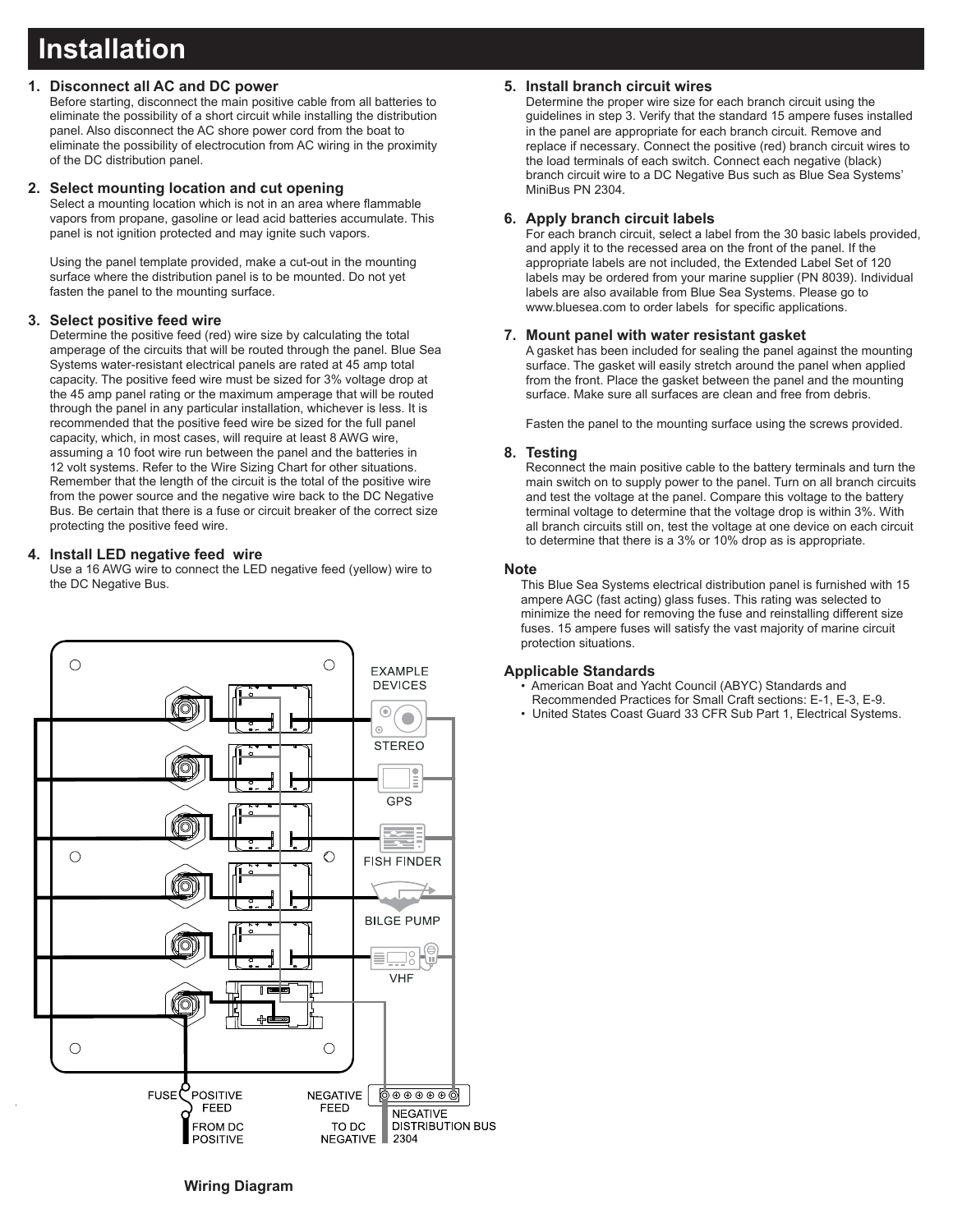# Installation

1. **Disconnect all AC and DC power**
   Before starting, disconnect the main positive cable from all batteries to eliminate the possibility of a short circuit while installing the distribution panel. Also disconnect the AC shore power cord from the boat to eliminate the possibility of electrocution from AC wiring in the proximity of the DC distribution panel.

2. **Select mounting location and cut opening**
   Select a mounting location which is not in an area where flammable vapors from propane, gasoline or lead acid batteries accumulate. This panel is not ignition protected and may ignite such vapors.

   Using the panel template provided, make a cut-out in the mounting surface where the distribution panel is to be mounted. Do not yet fasten the panel to the mounting surface.

3. **Select positive feed wire**
   Determine the positive feed (red) wire size by calculating the total amperage of the circuits that will be routed through the panel. Blue Sea Systems water-resistant electrical panels are rated at 45 amp total capacity. The positive feed wire must be sized for 3% voltage drop at the 45 amp panel rating or the maximum amperage that will be routed through the panel in any particular installation, whichever is less. It is recommended that the positive feed wire be sized for the full panel capacity, which, in most cases, will require at least 8 AWG wire, assuming a 10 foot wire run between the panel and the batteries in 12 volt systems. Refer to the Wire Sizing Chart for other situations. Remember that the length of the circuit is the total of the positive wire from the power source and the negative wire back to the DC Negative Bus. Be certain that there is a fuse or circuit breaker of the correct size protecting the positive feed wire.

4. **Install LED negative feed wire**
   Use a 16 AWG wire to connect the LED negative feed (yellow) wire to the DC Negative Bus.

EXAMPLE DEVICES

STEREO

GPS

FISH FINDER

BILGE PUMP

VHF

FUSE POSITIVE FEED FROM DC POSITIVE

NEGATIVE FEED TO DC NEGATIVE

NEGATIVE DISTRIBUTION BUS 2304

**Wiring Diagram**

5. **Install branch circuit wires**
   Determine the proper wire size for each branch circuit using the guidelines in step 3. Verify that the standard 15 ampere fuses installed in the panel are appropriate for each branch circuit. Remove and replace if necessary. Connect the positive (red) branch circuit wires to the load terminals of each switch. Connect each negative (black) branch circuit wire to a DC Negative Bus such as Blue Sea Systems' MiniBus PN 2304.

6. **Apply branch circuit labels**
   For each branch circuit, select a label from the 30 basic labels provided, and apply it to the recessed area on the front of the panel. If the appropriate labels are not included, the Extended Label Set of 120 labels may be ordered from your marine supplier (PN 8039). Individual labels are also available from Blue Sea Systems. Please go to www.bluesea.com to order labels for specific applications.

7. **Mount panel with water resistant gasket**
   A gasket has been included for sealing the panel against the mounting surface. The gasket will easily stretch around the panel when applied from the front. Place the gasket between the panel and the mounting surface. Make sure all surfaces are clean and free from debris.

   Fasten the panel to the mounting surface using the screws provided.

8. **Testing**
   Reconnect the main positive cable to the battery terminals and turn the main switch on to supply power to the panel. Turn on all branch circuits and test the voltage at the panel. Compare this voltage to the battery terminal voltage to determine that the voltage drop is within 3%. With all branch circuits still on, test the voltage at one device on each circuit to determine that there is a 3% or 10% drop as is appropriate.

### Note

This Blue Sea Systems electrical distribution panel is furnished with 15 ampere AGC (fast acting) glass fuses. This rating was selected to minimize the need for removing the fuse and reinstalling different size fuses. 15 ampere fuses will satisfy the vast majority of marine circuit protection situations.

### Applicable Standards

- American Boat and Yacht Council (ABYC) Standards and Recommended Practices for Small Craft sections: E-1, E-3, E-9.
- United States Coast Guard 33 CFR Sub Part 1, Electrical Systems.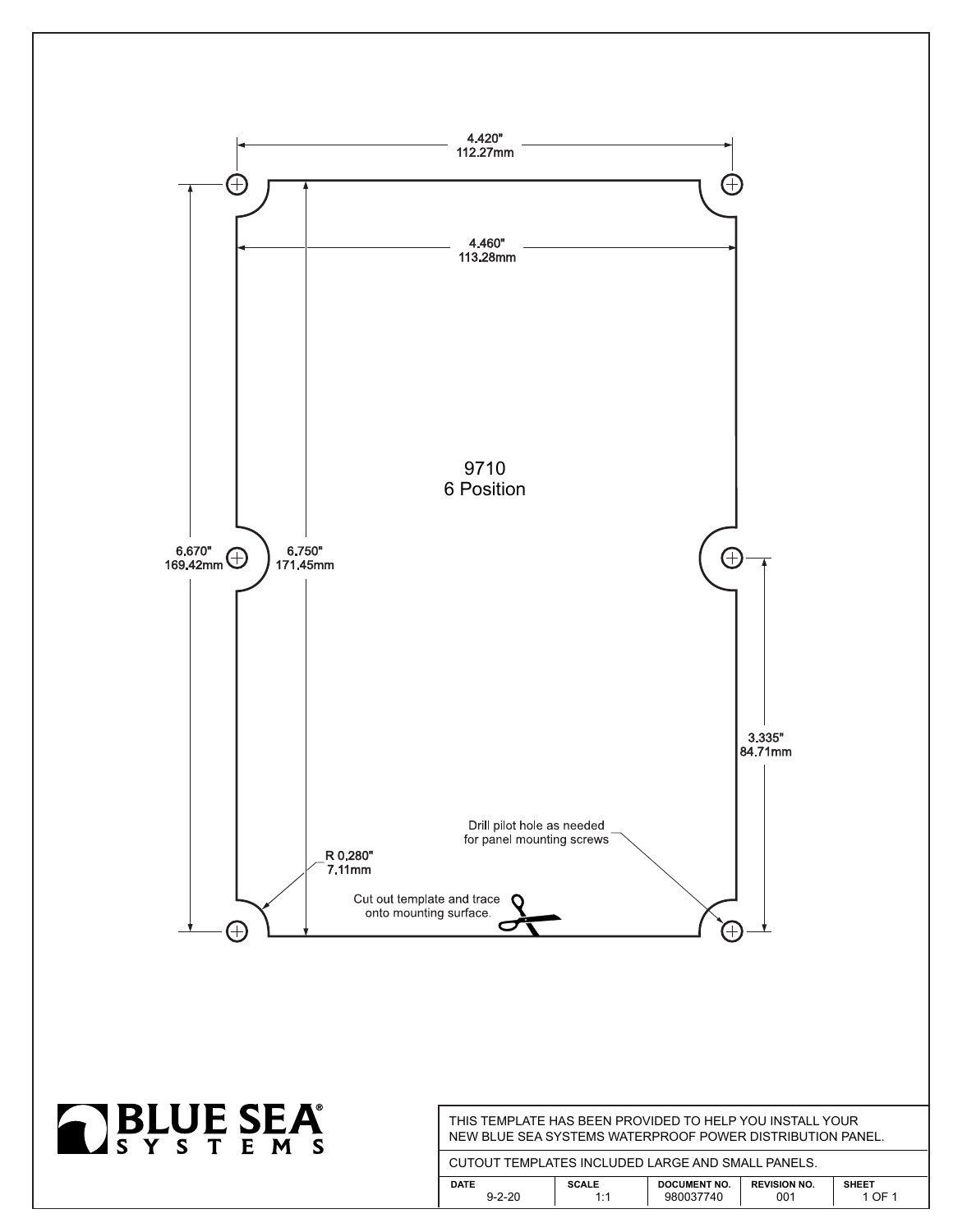4.420"
112.27mm

4.460"
113.28mm

9710
6 Position

6.670"
169.42mm

6.750"
171.45mm

3.335"
84.71mm

Drill pilot hole as needed
for panel mounting screws

R 0.280"
7.11mm

Cut out template and trace
onto mounting surface.

BLUE SEA® SYSTEMS

| | | | | |
|---|---|---|---|---|
| THIS TEMPLATE HAS BEEN PROVIDED TO HELP YOU INSTALL YOUR NEW BLUE SEA SYSTEMS WATERPROOF POWER DISTRIBUTION PANEL. | | | | |
| CUTOUT TEMPLATES INCLUDED LARGE AND SMALL PANELS. | | | | |
| **DATE** 9-2-20 | **SCALE** 1:1 | **DOCUMENT NO.** 980037740 | **REVISION NO.** 001 | **SHEET** 1 OF 1 |